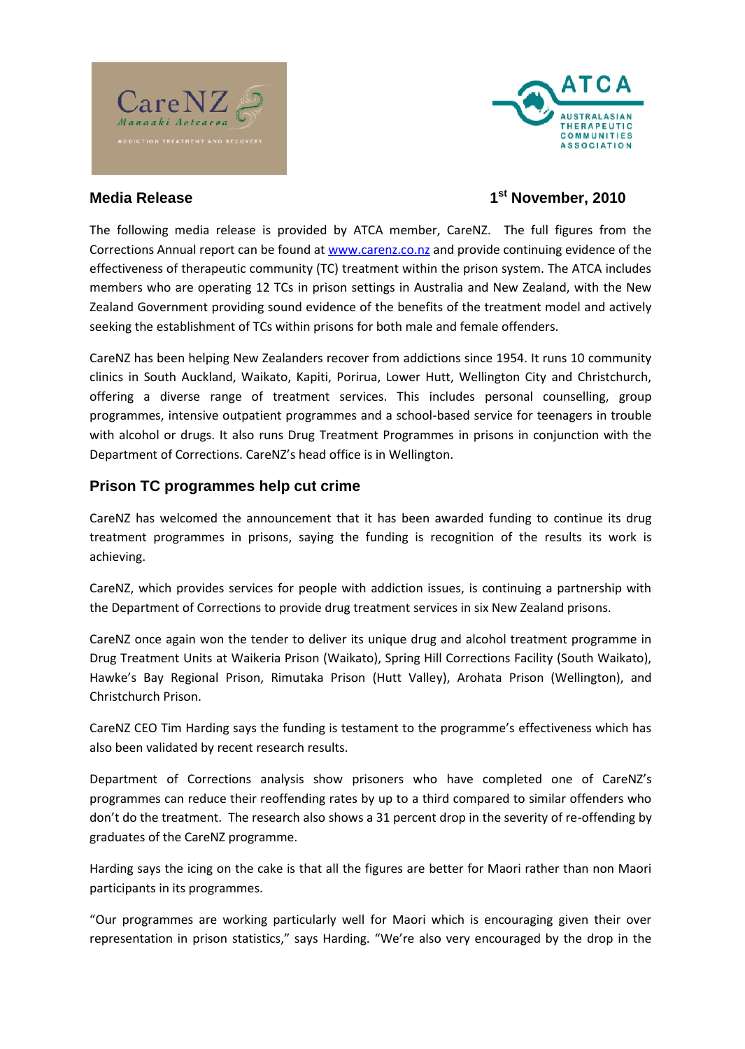**Media Release** 1st November, 2010

The following media release is provided by ATCA member, CareNZ. The full figures from the Corrections Annual report can be found at www.carenz.co.nz and provide continuing evidence of the effectiveness of therapeutic community (TC) treatment within the prison system. The ATCA includes members who are operating 12 TCs in prison settings in Australia and New Zealand, with the New Zealand Government providing sound evidence of the benefits of the treatment model and actively seeking the establishment of TCs within prisons for both male and female offenders.

CareNZ has been helping New Zealanders recover from addictions since 1954. It runs 10 community clinics in South Auckland, Waikato, Kapiti, Porirua, Lower Hutt, Wellington City and Christchurch, offering a diverse range of treatment services. This includes personal counselling, group programmes, intensive outpatient programmes and a school-based service for teenagers in trouble with alcohol or drugs. It also runs Drug Treatment Programmes in prisons in conjunction with the Department of Corrections. CareNZ's head office is in Wellington.

## Prison TC programmes help cut crime

CareNZ has welcomed the announcement that it has been awarded funding to continue its drug treatment programmes in prisons, saying the funding is recognition of the results its work is achieving.

CareNZ, which provides services for people with addiction issues, is continuing a partnership with the Department of Corrections to provide drug treatment services in six New Zealand prisons.

CareNZ once again won the tender to deliver its unique drug and alcohol treatment programme in Drug Treatment Units at Waikeria Prison (Waikato), Spring Hill Corrections Facility (South Waikato), Hawke's Bay Regional Prison, Rimutaka Prison (Hutt Valley), Arohata Prison (Wellington), and Christchurch Prison.

CareNZ CEO Tim Harding says the funding is testament to the programme's effectiveness which has also been validated by recent research results.

Department of Corrections analysis show prisoners who have completed one of CareNZ's programmes can reduce their reoffending rates by up to a third compared to similar offenders who don't do the treatment. The research also shows a 31 percent drop in the severity of re-offending by graduates of the CareNZ programme.

Harding says the icing on the cake is that all the figures are better for Maori rather than non Maori participants in its programmes.

"Our programmes are working particularly well for Maori which is encouraging given their over representation in prison statistics," says Harding. "We're also very encouraged by the drop in the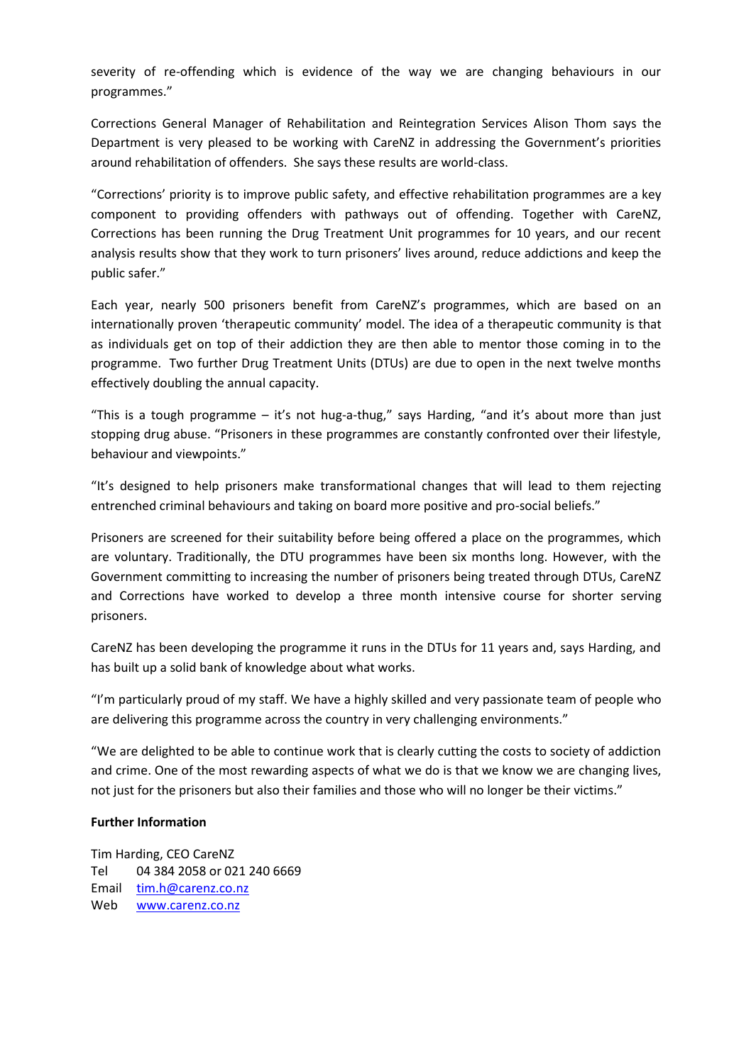severity of re-offending which is evidence of the way we are changing behaviours in our programmes."

Corrections General Manager of Rehabilitation and Reintegration Services Alison Thom says the Department is very pleased to be working with CareNZ in addressing the Government's priorities around rehabilitation of offenders. She says these results are world-class.

"Corrections' priority is to improve public safety, and effective rehabilitation programmes are a key component to providing offenders with pathways out of offending. Together with CareNZ, Corrections has been running the Drug Treatment Unit programmes for 10 years, and our recent analysis results show that they work to turn prisoners' lives around, reduce addictions and keep the public safer."

Each year, nearly 500 prisoners benefit from CareNZ's programmes, which are based on an internationally proven 'therapeutic community' model. The idea of a therapeutic community is that as individuals get on top of their addiction they are then able to mentor those coming in to the programme. Two further Drug Treatment Units (DTUs) are due to open in the next twelve months effectively doubling the annual capacity.

"This is a tough programme – it's not hug-a-thug," says Harding, "and it's about more than just stopping drug abuse. "Prisoners in these programmes are constantly confronted over their lifestyle, behaviour and viewpoints."

"It's designed to help prisoners make transformational changes that will lead to them rejecting entrenched criminal behaviours and taking on board more positive and pro-social beliefs."

Prisoners are screened for their suitability before being offered a place on the programmes, which are voluntary. Traditionally, the DTU programmes have been six months long. However, with the Government committing to increasing the number of prisoners being treated through DTUs, CareNZ and Corrections have worked to develop a three month intensive course for shorter serving prisoners.

CareNZ has been developing the programme it runs in the DTUs for 11 years and, says Harding, and has built up a solid bank of knowledge about what works.

"I'm particularly proud of my staff. We have a highly skilled and very passionate team of people who are delivering this programme across the country in very challenging environments."

"We are delighted to be able to continue work that is clearly cutting the costs to society of addiction and crime. One of the most rewarding aspects of what we do is that we know we are changing lives, not just for the prisoners but also their families and those who will no longer be their victims."

**Further Information**

Tim Harding, CEO CareNZ
Tel 04 384 2058 or 021 240 6669
Email tim.h@carenz.co.nz
Web www.carenz.co.nz